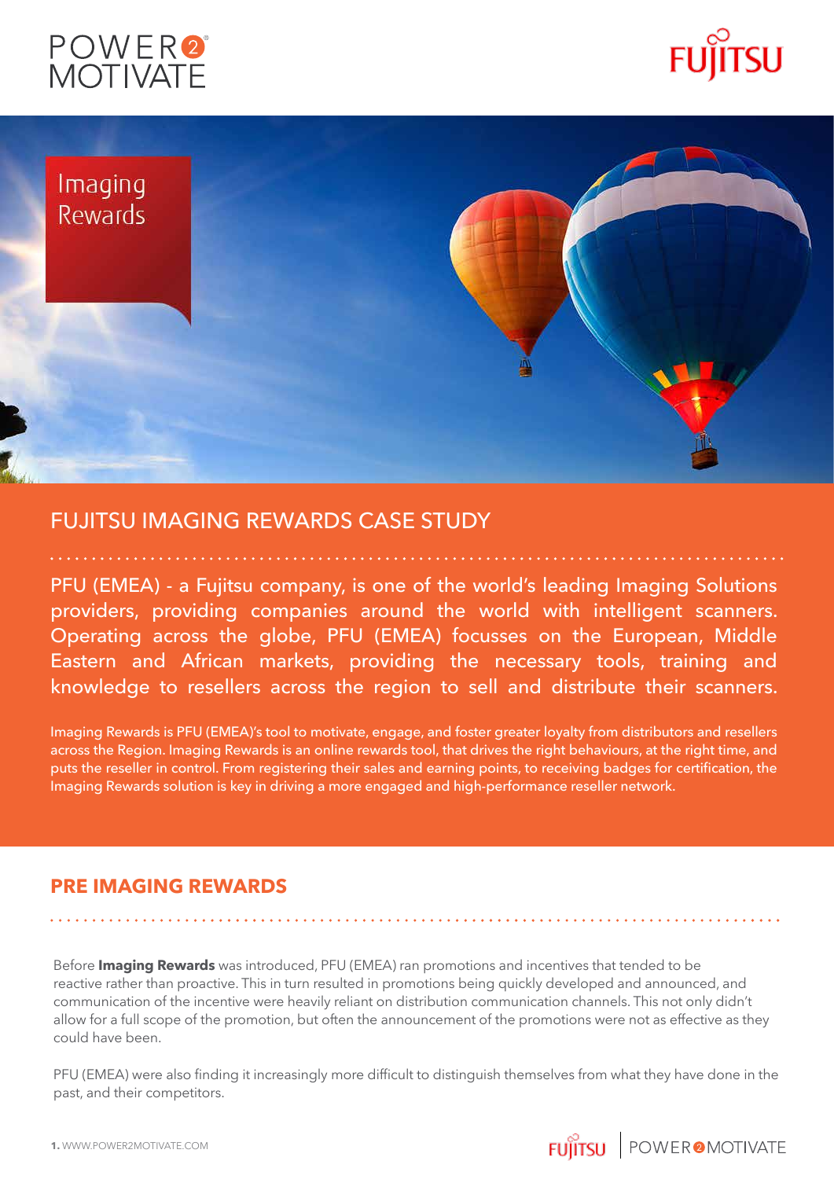# Imaging Rewards

## FUJITSU IMAGING REWARDS CASE STUDY

PFU (EMEA) - a Fujitsu company, is one of the world's leading Imaging Solutions providers, providing companies around the world with intelligent scanners. Operating across the globe, PFU (EMEA) focusses on the European, Middle Eastern and African markets, providing the necessary tools, training and knowledge to resellers across the region to sell and distribute their scanners.

Imaging Rewards is PFU (EMEA)'s tool to motivate, engage, and foster greater loyalty from distributors and resellers across the Region. Imaging Rewards is an online rewards tool, that drives the right behaviours, at the right time, and puts the reseller in control. From registering their sales and earning points, to receiving badges for certification, the Imaging Rewards solution is key in driving a more engaged and high-performance reseller network.

## PRE IMAGING REWARDS

Before **Imaging Rewards** was introduced, PFU (EMEA) ran promotions and incentives that tended to be reactive rather than proactive. This in turn resulted in promotions being quickly developed and announced, and communication of the incentive were heavily reliant on distribution communication channels. This not only didn't allow for a full scope of the promotion, but often the announcement of the promotions were not as effective as they could have been.

PFU (EMEA) were also finding it increasingly more difficult to distinguish themselves from what they have done in the past, and their competitors.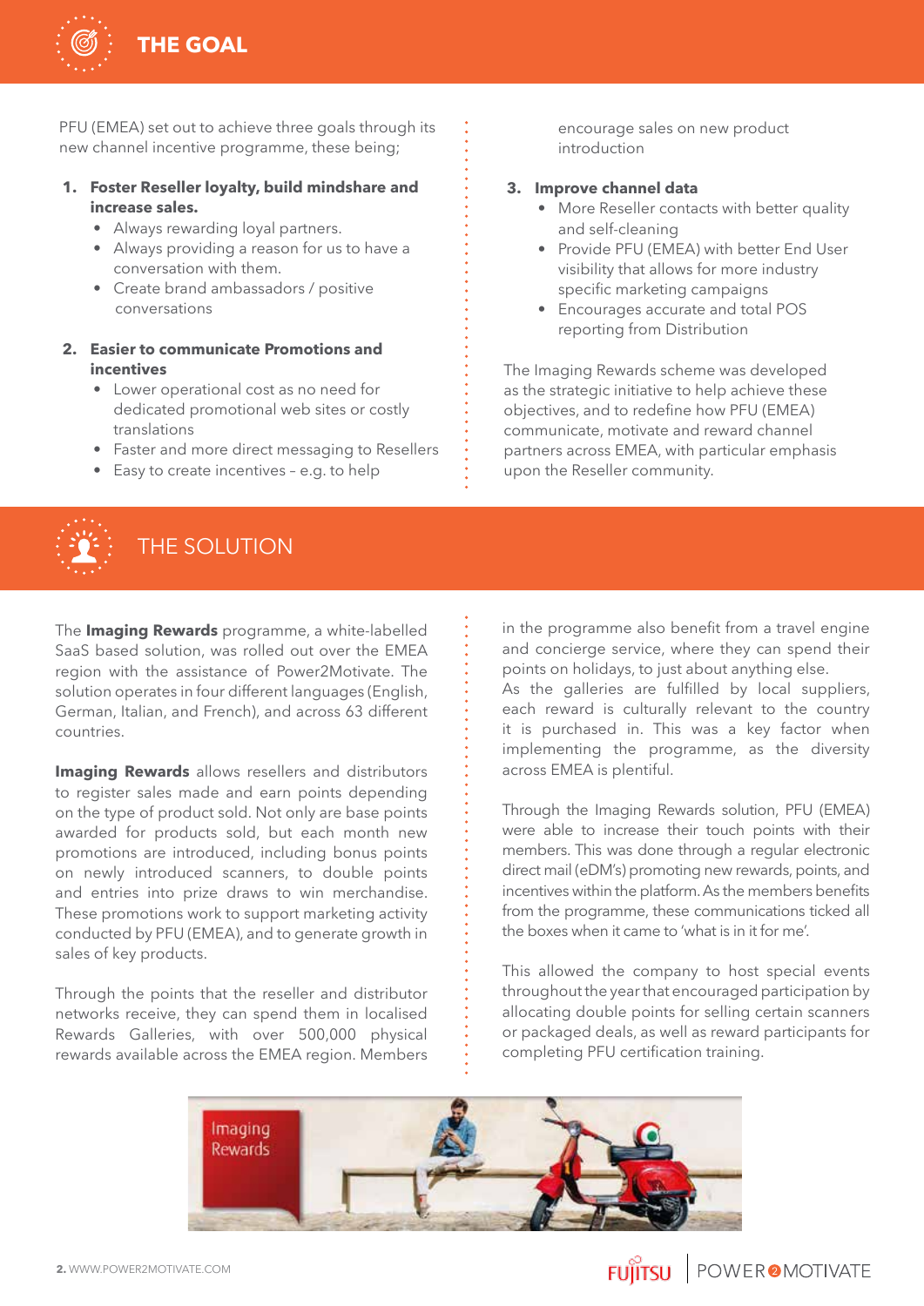## THE GOAL

PFU (EMEA) set out to achieve three goals through its new channel incentive programme, these being;

1. **Foster Reseller loyalty, build mindshare and increase sales.**
   - Always rewarding loyal partners.
   - Always providing a reason for us to have a conversation with them.
   - Create brand ambassadors / positive conversations

2. **Easier to communicate Promotions and incentives**
   - Lower operational cost as no need for dedicated promotional web sites or costly translations
   - Faster and more direct messaging to Resellers
   - Easy to create incentives – e.g. to help encourage sales on new product introduction

3. **Improve channel data**
   - More Reseller contacts with better quality and self-cleaning
   - Provide PFU (EMEA) with better End User visibility that allows for more industry specific marketing campaigns
   - Encourages accurate and total POS reporting from Distribution

The Imaging Rewards scheme was developed as the strategic initiative to help achieve these objectives, and to redefine how PFU (EMEA) communicate, motivate and reward channel partners across EMEA, with particular emphasis upon the Reseller community.

## THE SOLUTION

The **Imaging Rewards** programme, a white-labelled SaaS based solution, was rolled out over the EMEA region with the assistance of Power2Motivate. The solution operates in four different languages (English, German, Italian, and French), and across 63 different countries.

**Imaging Rewards** allows resellers and distributors to register sales made and earn points depending on the type of product sold. Not only are base points awarded for products sold, but each month new promotions are introduced, including bonus points on newly introduced scanners, to double points and entries into prize draws to win merchandise. These promotions work to support marketing activity conducted by PFU (EMEA), and to generate growth in sales of key products.

Through the points that the reseller and distributor networks receive, they can spend them in localised Rewards Galleries, with over 500,000 physical rewards available across the EMEA region. Members in the programme also benefit from a travel engine and concierge service, where they can spend their points on holidays, to just about anything else.
As the galleries are fulfilled by local suppliers, each reward is culturally relevant to the country it is purchased in. This was a key factor when implementing the programme, as the diversity across EMEA is plentiful.

Through the Imaging Rewards solution, PFU (EMEA) were able to increase their touch points with their members. This was done through a regular electronic direct mail (eDM's) promoting new rewards, points, and incentives within the platform. As the members benefits from the programme, these communications ticked all the boxes when it came to 'what is in it for me'.

This allowed the company to host special events throughout the year that encouraged participation by allocating double points for selling certain scanners or packaged deals, as well as reward participants for completing PFU certification training.

Imaging Rewards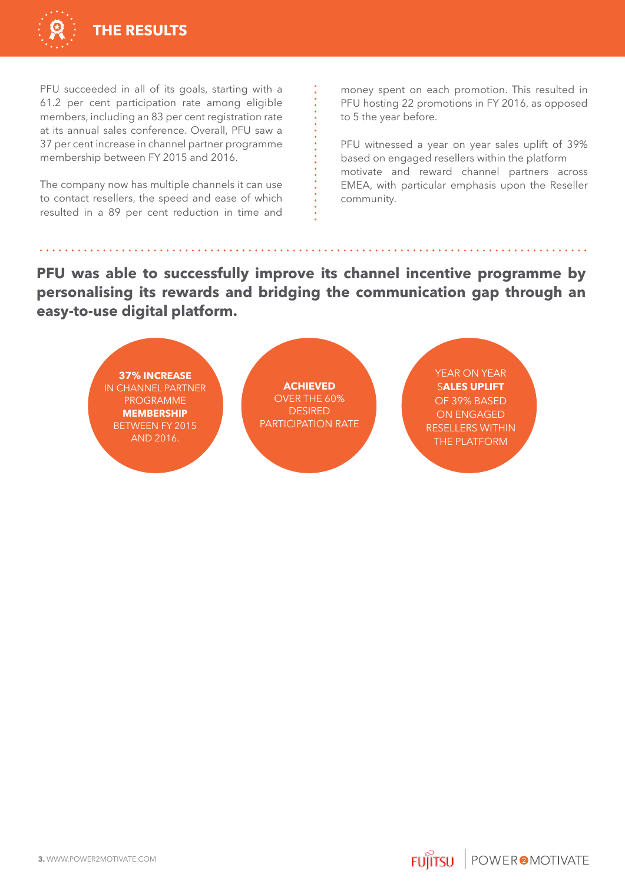# THE RESULTS

PFU succeeded in all of its goals, starting with a 61.2 per cent participation rate among eligible members, including an 83 per cent registration rate at its annual sales conference. Overall, PFU saw a 37 per cent increase in channel partner programme membership between FY 2015 and 2016.

The company now has multiple channels it can use to contact resellers, the speed and ease of which resulted in a 89 per cent reduction in time and money spent on each promotion. This resulted in PFU hosting 22 promotions in FY 2016, as opposed to 5 the year before.

PFU witnessed a year on year sales uplift of 39% based on engaged resellers within the platform motivate and reward channel partners across EMEA, with particular emphasis upon the Reseller community.

**PFU was able to successfully improve its channel incentive programme by personalising its rewards and bridging the communication gap through an easy-to-use digital platform.**

**37% INCREASE** IN CHANNEL PARTNER PROGRAMME **MEMBERSHIP** BETWEEN FY 2015 AND 2016.

**ACHIEVED** OVER THE 60% DESIRED PARTICIPATION RATE

YEAR ON YEAR S**ALES UPLIFT** OF 39% BASED ON ENGAGED RESELLERS WITHIN THE PLATFORM